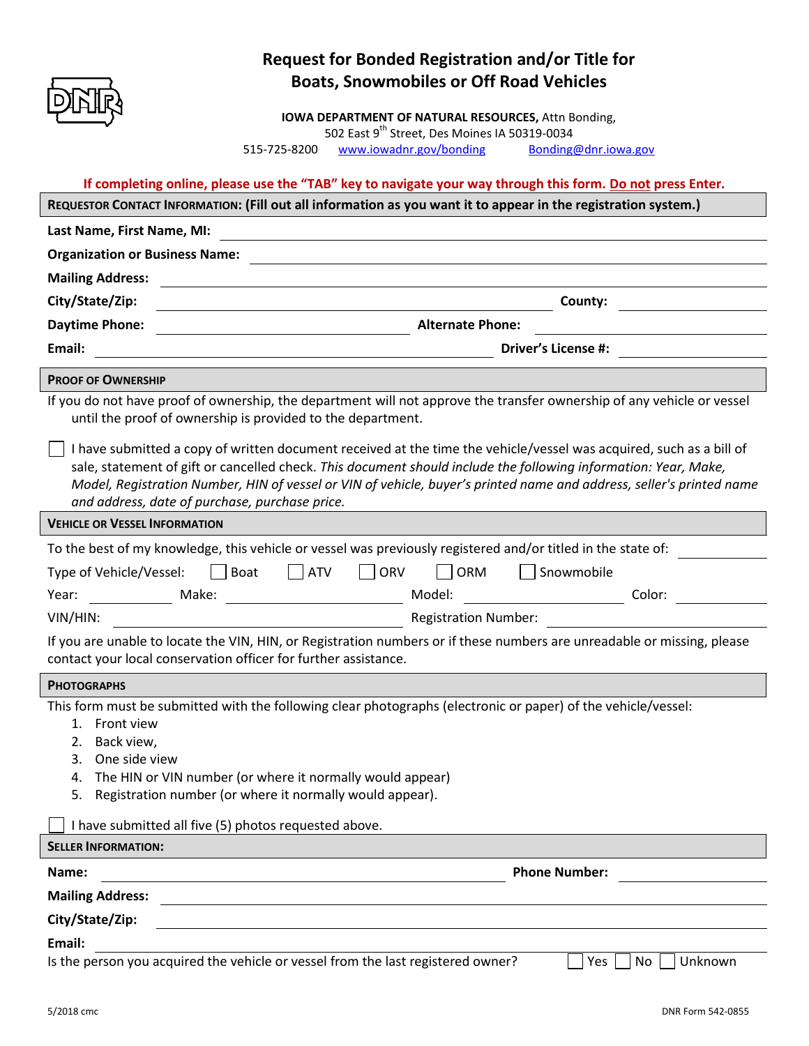# Request for Bonded Registration and/or Title for Boats, Snowmobiles or Off Road Vehicles

**IOWA DEPARTMENT OF NATURAL RESOURCES,** Attn Bonding,
502 East 9th Street, Des Moines IA 50319-0034
515-725-8200 www.iowadnr.gov/bonding Bonding@dnr.iowa.gov

**If completing online, please use the "TAB" key to navigate your way through this form. Do not press Enter.**

## REQUESTOR CONTACT INFORMATION: (Fill out all information as you want it to appear in the registration system.)

**Last Name, First Name, MI:** ______________________________

**Organization or Business Name:** ______________________________

**Mailing Address:** ______________________________

**City/State/Zip:** ______________________________ **County:** ______________

**Daytime Phone:** ______________________________ **Alternate Phone:** ______________

**Email:** ______________________________ **Driver's License #:** ______________

## PROOF OF OWNERSHIP

If you do not have proof of ownership, the department will not approve the transfer ownership of any vehicle or vessel until the proof of ownership is provided to the department.

☐ I have submitted a copy of written document received at the time the vehicle/vessel was acquired, such as a bill of sale, statement of gift or cancelled check. *This document should include the following information: Year, Make, Model, Registration Number, HIN of vessel or VIN of vehicle, buyer's printed name and address, seller's printed name and address, date of purchase, purchase price.*

## VEHICLE OR VESSEL INFORMATION

To the best of my knowledge, this vehicle or vessel was previously registered and/or titled in the state of: ______________

Type of Vehicle/Vessel: ☐ Boat ☐ ATV ☐ ORV ☐ ORM ☐ Snowmobile

Year: __________ Make: ______________ Model: ______________ Color: __________

VIN/HIN: ______________________________ Registration Number: ______________

If you are unable to locate the VIN, HIN, or Registration numbers or if these numbers are unreadable or missing, please contact your local conservation officer for further assistance.

## PHOTOGRAPHS

This form must be submitted with the following clear photographs (electronic or paper) of the vehicle/vessel:

1. Front view
2. Back view,
3. One side view
4. The HIN or VIN number (or where it normally would appear)
5. Registration number (or where it normally would appear).

☐ I have submitted all five (5) photos requested above.

## SELLER INFORMATION:

**Name:** ______________________________ **Phone Number:** ______________

**Mailing Address:** ______________________________

**City/State/Zip:** ______________________________

**Email:** ______________________________

Is the person you acquired the vehicle or vessel from the last registered owner? ☐ Yes ☐ No ☐ Unknown

5/2018 cmc DNR Form 542-0855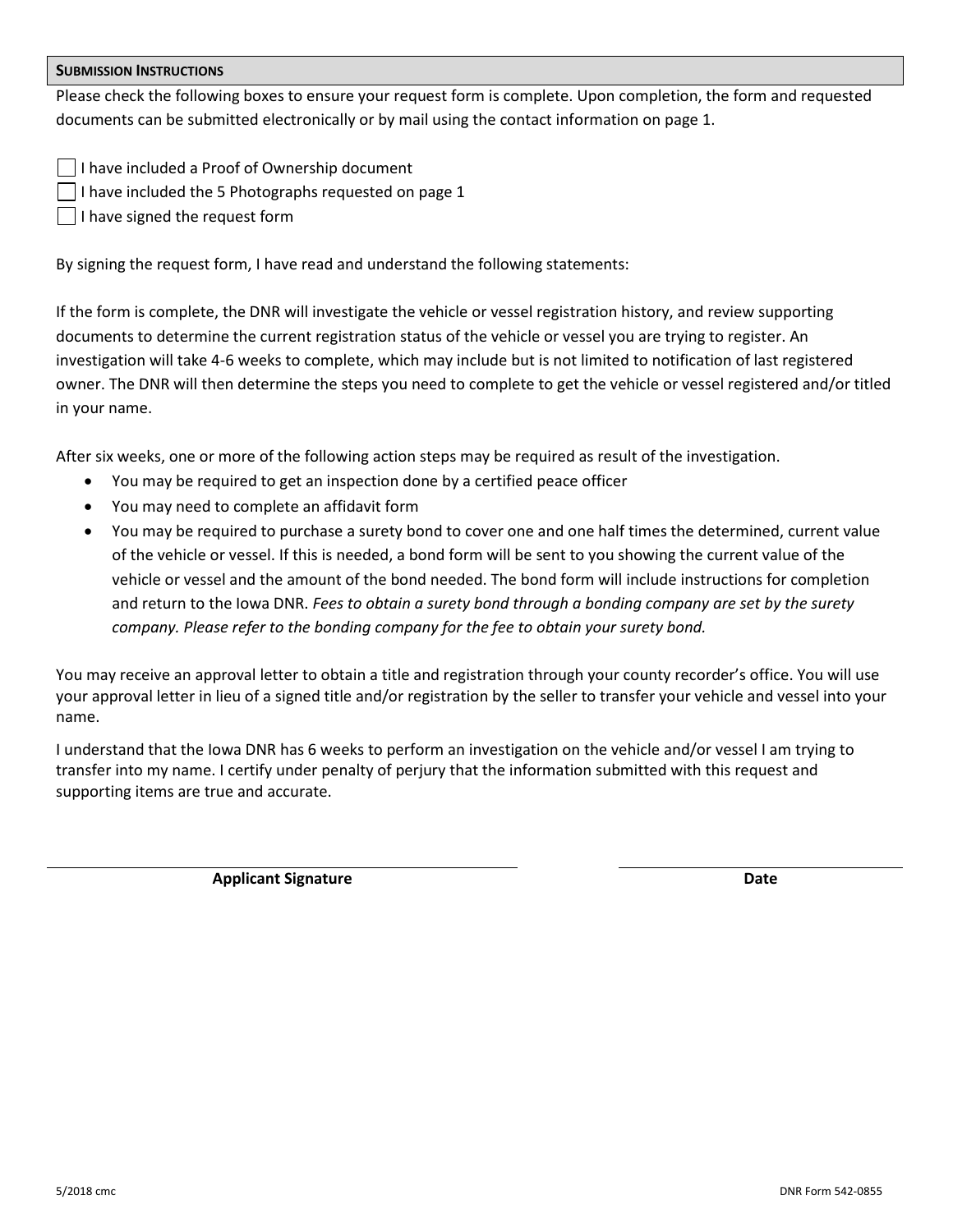## SUBMISSION INSTRUCTIONS

Please check the following boxes to ensure your request form is complete. Upon completion, the form and requested documents can be submitted electronically or by mail using the contact information on page 1.

- ☐ I have included a Proof of Ownership document
- ☐ I have included the 5 Photographs requested on page 1
- ☐ I have signed the request form

By signing the request form, I have read and understand the following statements:

If the form is complete, the DNR will investigate the vehicle or vessel registration history, and review supporting documents to determine the current registration status of the vehicle or vessel you are trying to register. An investigation will take 4-6 weeks to complete, which may include but is not limited to notification of last registered owner. The DNR will then determine the steps you need to complete to get the vehicle or vessel registered and/or titled in your name.

After six weeks, one or more of the following action steps may be required as result of the investigation.

- You may be required to get an inspection done by a certified peace officer
- You may need to complete an affidavit form
- You may be required to purchase a surety bond to cover one and one half times the determined, current value of the vehicle or vessel. If this is needed, a bond form will be sent to you showing the current value of the vehicle or vessel and the amount of the bond needed. The bond form will include instructions for completion and return to the Iowa DNR. *Fees to obtain a surety bond through a bonding company are set by the surety company. Please refer to the bonding company for the fee to obtain your surety bond.*

You may receive an approval letter to obtain a title and registration through your county recorder's office. You will use your approval letter in lieu of a signed title and/or registration by the seller to transfer your vehicle and vessel into your name.

I understand that the Iowa DNR has 6 weeks to perform an investigation on the vehicle and/or vessel I am trying to transfer into my name. I certify under penalty of perjury that the information submitted with this request and supporting items are true and accurate.

______________________________ ______________________________

**Applicant Signature** **Date**

5/2018 cmc DNR Form 542-0855